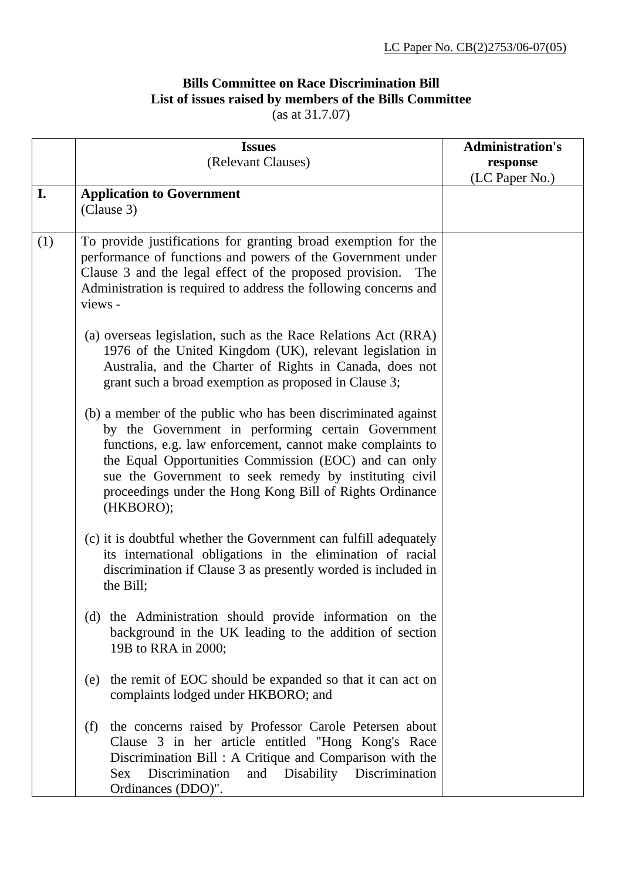LC Paper No. CB(2)2753/06-07(05)

**Bills Committee on Race Discrimination Bill**
**List of issues raised by members of the Bills Committee**
(as at 31.7.07)

| | **Issues**<br>(Relevant Clauses) | **Administration's response**<br>(LC Paper No.) |
|---|---|---|
| **I.** | **Application to Government**<br>(Clause 3) | |
| (1) | To provide justifications for granting broad exemption for the performance of functions and powers of the Government under Clause 3 and the legal effect of the proposed provision. The Administration is required to address the following concerns and views -<br><br>(a) overseas legislation, such as the Race Relations Act (RRA) 1976 of the United Kingdom (UK), relevant legislation in Australia, and the Charter of Rights in Canada, does not grant such a broad exemption as proposed in Clause 3;<br><br>(b) a member of the public who has been discriminated against by the Government in performing certain Government functions, e.g. law enforcement, cannot make complaints to the Equal Opportunities Commission (EOC) and can only sue the Government to seek remedy by instituting civil proceedings under the Hong Kong Bill of Rights Ordinance (HKBORO);<br><br>(c) it is doubtful whether the Government can fulfill adequately its international obligations in the elimination of racial discrimination if Clause 3 as presently worded is included in the Bill;<br><br>(d) the Administration should provide information on the background in the UK leading to the addition of section 19B to RRA in 2000;<br><br>(e) the remit of EOC should be expanded so that it can act on complaints lodged under HKBORO; and<br><br>(f) the concerns raised by Professor Carole Petersen about Clause 3 in her article entitled "Hong Kong's Race Discrimination Bill : A Critique and Comparison with the Sex Discrimination and Disability Discrimination Ordinances (DDO)". | |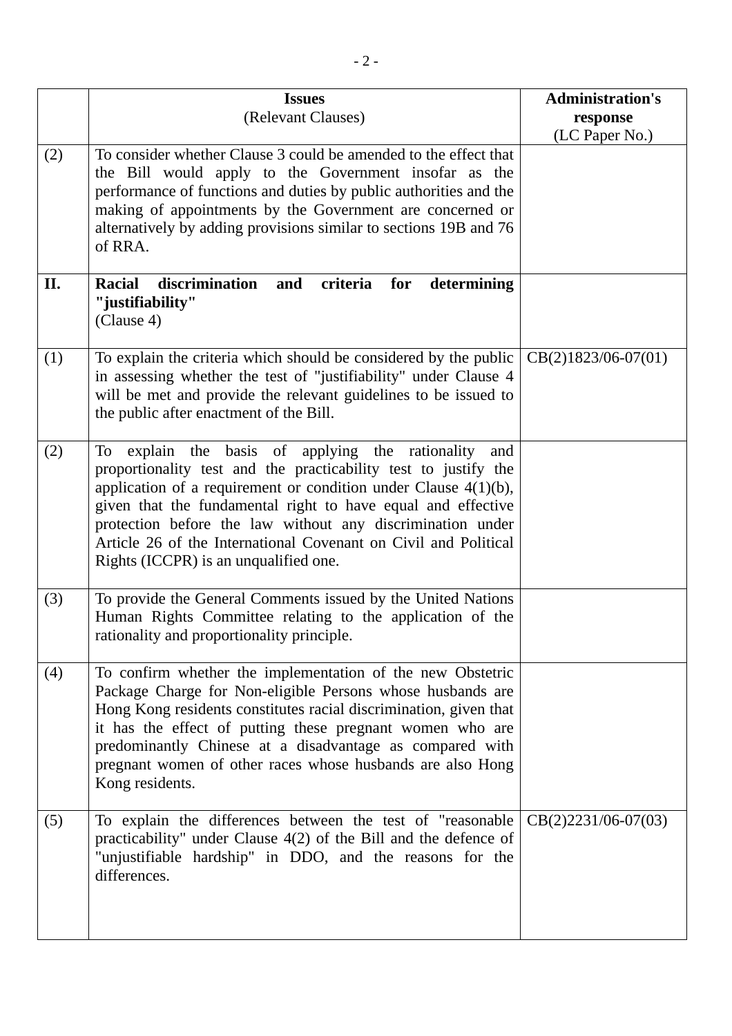| | **Issues**<br>(Relevant Clauses) | **Administration's response**<br>(LC Paper No.) |
|---|---|---|
| (2) | To consider whether Clause 3 could be amended to the effect that the Bill would apply to the Government insofar as the performance of functions and duties by public authorities and the making of appointments by the Government are concerned or alternatively by adding provisions similar to sections 19B and 76 of RRA. | |
| **II.** | **Racial discrimination and criteria for determining "justifiability"**<br>(Clause 4) | |
| (1) | To explain the criteria which should be considered by the public in assessing whether the test of "justifiability" under Clause 4 will be met and provide the relevant guidelines to be issued to the public after enactment of the Bill. | CB(2)1823/06-07(01) |
| (2) | To explain the basis of applying the rationality and proportionality test and the practicability test to justify the application of a requirement or condition under Clause 4(1)(b), given that the fundamental right to have equal and effective protection before the law without any discrimination under Article 26 of the International Covenant on Civil and Political Rights (ICCPR) is an unqualified one. | |
| (3) | To provide the General Comments issued by the United Nations Human Rights Committee relating to the application of the rationality and proportionality principle. | |
| (4) | To confirm whether the implementation of the new Obstetric Package Charge for Non-eligible Persons whose husbands are Hong Kong residents constitutes racial discrimination, given that it has the effect of putting these pregnant women who are predominantly Chinese at a disadvantage as compared with pregnant women of other races whose husbands are also Hong Kong residents. | |
| (5) | To explain the differences between the test of "reasonable practicability" under Clause 4(2) of the Bill and the defence of "unjustifiable hardship" in DDO, and the reasons for the differences. | CB(2)2231/06-07(03) |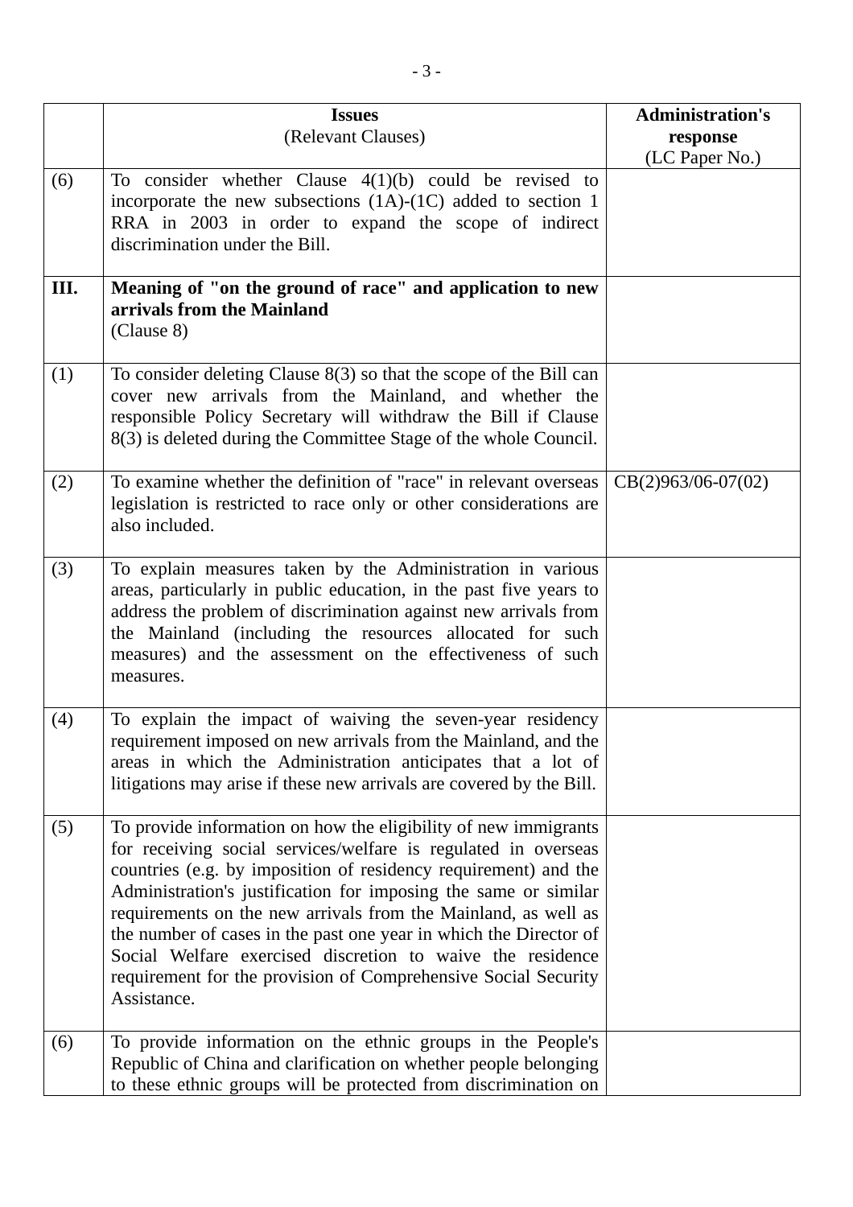| | **Issues**<br>(Relevant Clauses) | **Administration's response**<br>(LC Paper No.) |
|---|---|---|
| (6) | To consider whether Clause 4(1)(b) could be revised to incorporate the new subsections (1A)-(1C) added to section 1 RRA in 2003 in order to expand the scope of indirect discrimination under the Bill. | |
| **III.** | **Meaning of "on the ground of race" and application to new arrivals from the Mainland**<br>(Clause 8) | |
| (1) | To consider deleting Clause 8(3) so that the scope of the Bill can cover new arrivals from the Mainland, and whether the responsible Policy Secretary will withdraw the Bill if Clause 8(3) is deleted during the Committee Stage of the whole Council. | |
| (2) | To examine whether the definition of "race" in relevant overseas legislation is restricted to race only or other considerations are also included. | CB(2)963/06-07(02) |
| (3) | To explain measures taken by the Administration in various areas, particularly in public education, in the past five years to address the problem of discrimination against new arrivals from the Mainland (including the resources allocated for such measures) and the assessment on the effectiveness of such measures. | |
| (4) | To explain the impact of waiving the seven-year residency requirement imposed on new arrivals from the Mainland, and the areas in which the Administration anticipates that a lot of litigations may arise if these new arrivals are covered by the Bill. | |
| (5) | To provide information on how the eligibility of new immigrants for receiving social services/welfare is regulated in overseas countries (e.g. by imposition of residency requirement) and the Administration's justification for imposing the same or similar requirements on the new arrivals from the Mainland, as well as the number of cases in the past one year in which the Director of Social Welfare exercised discretion to waive the residence requirement for the provision of Comprehensive Social Security Assistance. | |
| (6) | To provide information on the ethnic groups in the People's Republic of China and clarification on whether people belonging to these ethnic groups will be protected from discrimination on | |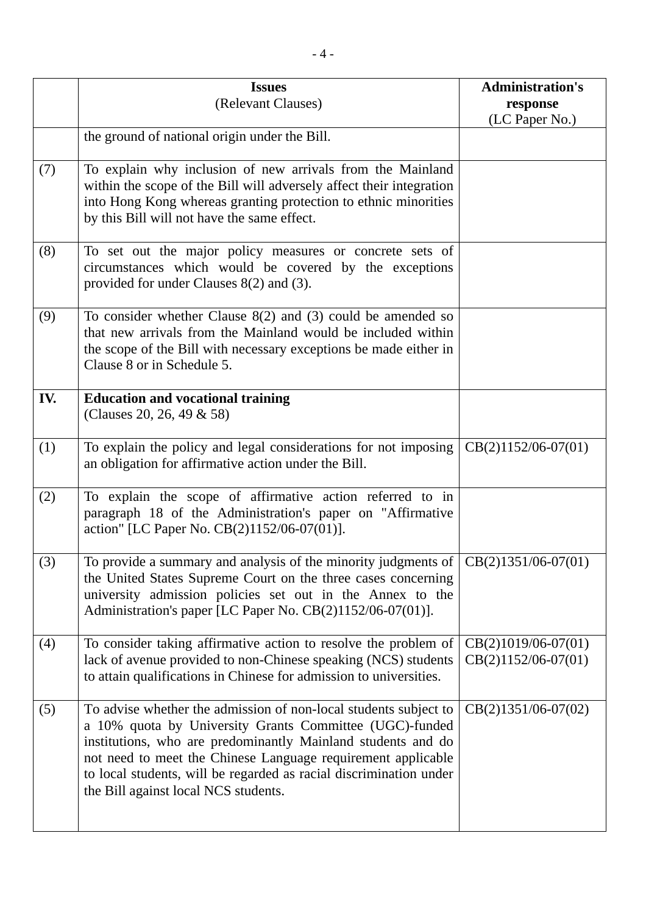| | **Issues** (Relevant Clauses) | **Administration's response** (LC Paper No.) |
|---|---|---|
| | the ground of national origin under the Bill. | |
| (7) | To explain why inclusion of new arrivals from the Mainland within the scope of the Bill will adversely affect their integration into Hong Kong whereas granting protection to ethnic minorities by this Bill will not have the same effect. | |
| (8) | To set out the major policy measures or concrete sets of circumstances which would be covered by the exceptions provided for under Clauses 8(2) and (3). | |
| (9) | To consider whether Clause 8(2) and (3) could be amended so that new arrivals from the Mainland would be included within the scope of the Bill with necessary exceptions be made either in Clause 8 or in Schedule 5. | |
| **IV.** | **Education and vocational training** (Clauses 20, 26, 49 & 58) | |
| (1) | To explain the policy and legal considerations for not imposing an obligation for affirmative action under the Bill. | CB(2)1152/06-07(01) |
| (2) | To explain the scope of affirmative action referred to in paragraph 18 of the Administration's paper on "Affirmative action" [LC Paper No. CB(2)1152/06-07(01)]. | |
| (3) | To provide a summary and analysis of the minority judgments of the United States Supreme Court on the three cases concerning university admission policies set out in the Annex to the Administration's paper [LC Paper No. CB(2)1152/06-07(01)]. | CB(2)1351/06-07(01) |
| (4) | To consider taking affirmative action to resolve the problem of lack of avenue provided to non-Chinese speaking (NCS) students to attain qualifications in Chinese for admission to universities. | CB(2)1019/06-07(01) CB(2)1152/06-07(01) |
| (5) | To advise whether the admission of non-local students subject to a 10% quota by University Grants Committee (UGC)-funded institutions, who are predominantly Mainland students and do not need to meet the Chinese Language requirement applicable to local students, will be regarded as racial discrimination under the Bill against local NCS students. | CB(2)1351/06-07(02) |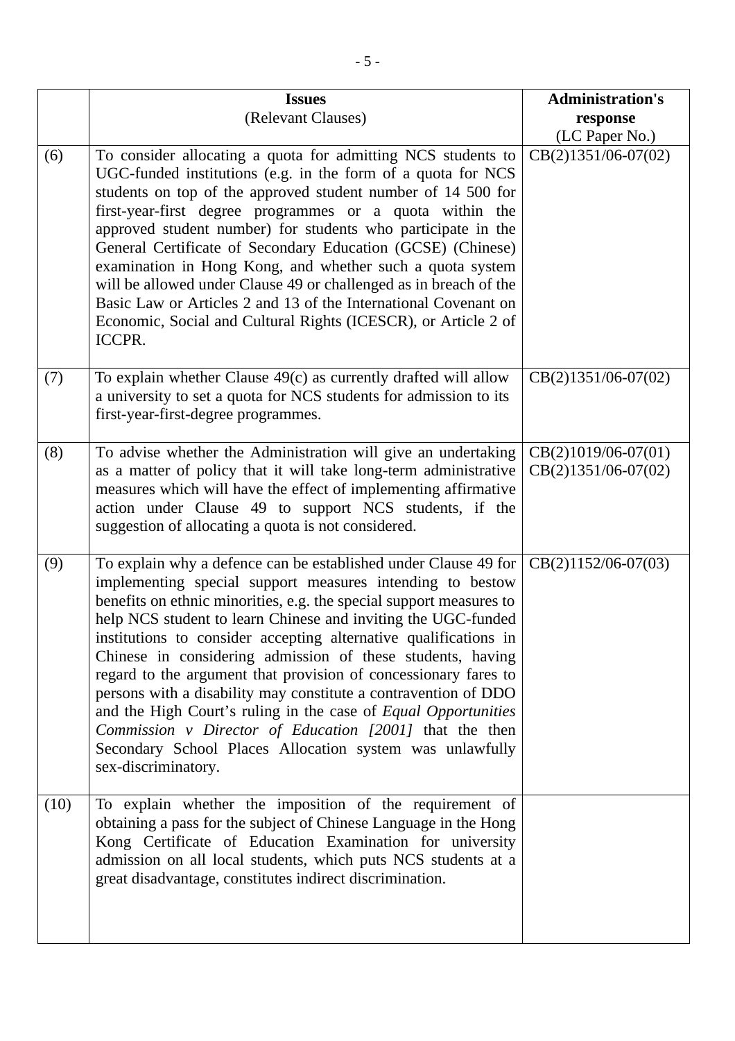| | **Issues** (Relevant Clauses) | **Administration's response** (LC Paper No.) |
|---|---|---|
| (6) | To consider allocating a quota for admitting NCS students to UGC-funded institutions (e.g. in the form of a quota for NCS students on top of the approved student number of 14 500 for first-year-first degree programmes or a quota within the approved student number) for students who participate in the General Certificate of Secondary Education (GCSE) (Chinese) examination in Hong Kong, and whether such a quota system will be allowed under Clause 49 or challenged as in breach of the Basic Law or Articles 2 and 13 of the International Covenant on Economic, Social and Cultural Rights (ICESCR), or Article 2 of ICCPR. | CB(2)1351/06-07(02) |
| (7) | To explain whether Clause 49(c) as currently drafted will allow a university to set a quota for NCS students for admission to its first-year-first-degree programmes. | CB(2)1351/06-07(02) |
| (8) | To advise whether the Administration will give an undertaking as a matter of policy that it will take long-term administrative measures which will have the effect of implementing affirmative action under Clause 49 to support NCS students, if the suggestion of allocating a quota is not considered. | CB(2)1019/06-07(01) CB(2)1351/06-07(02) |
| (9) | To explain why a defence can be established under Clause 49 for implementing special support measures intending to bestow benefits on ethnic minorities, e.g. the special support measures to help NCS student to learn Chinese and inviting the UGC-funded institutions to consider accepting alternative qualifications in Chinese in considering admission of these students, having regard to the argument that provision of concessionary fares to persons with a disability may constitute a contravention of DDO and the High Court's ruling in the case of *Equal Opportunities Commission v Director of Education [2001]* that the then Secondary School Places Allocation system was unlawfully sex-discriminatory. | CB(2)1152/06-07(03) |
| (10) | To explain whether the imposition of the requirement of obtaining a pass for the subject of Chinese Language in the Hong Kong Certificate of Education Examination for university admission on all local students, which puts NCS students at a great disadvantage, constitutes indirect discrimination. | |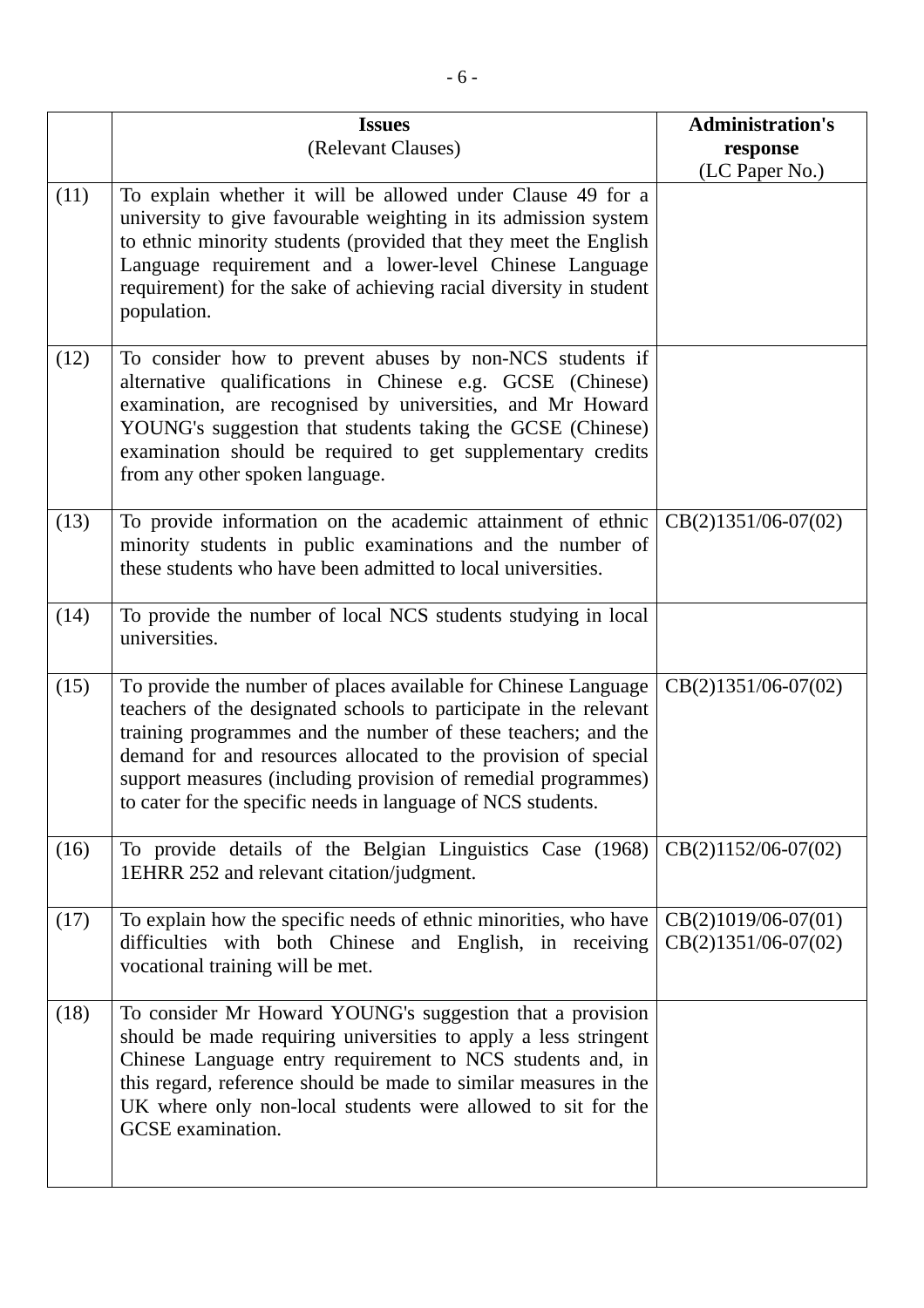| | **Issues**<br>(Relevant Clauses) | **Administration's response**<br>(LC Paper No.) |
|---|---|---|
| (11) | To explain whether it will be allowed under Clause 49 for a university to give favourable weighting in its admission system to ethnic minority students (provided that they meet the English Language requirement and a lower-level Chinese Language requirement) for the sake of achieving racial diversity in student population. | |
| (12) | To consider how to prevent abuses by non-NCS students if alternative qualifications in Chinese e.g. GCSE (Chinese) examination, are recognised by universities, and Mr Howard YOUNG's suggestion that students taking the GCSE (Chinese) examination should be required to get supplementary credits from any other spoken language. | |
| (13) | To provide information on the academic attainment of ethnic minority students in public examinations and the number of these students who have been admitted to local universities. | CB(2)1351/06-07(02) |
| (14) | To provide the number of local NCS students studying in local universities. | |
| (15) | To provide the number of places available for Chinese Language teachers of the designated schools to participate in the relevant training programmes and the number of these teachers; and the demand for and resources allocated to the provision of special support measures (including provision of remedial programmes) to cater for the specific needs in language of NCS students. | CB(2)1351/06-07(02) |
| (16) | To provide details of the Belgian Linguistics Case (1968) 1EHRR 252 and relevant citation/judgment. | CB(2)1152/06-07(02) |
| (17) | To explain how the specific needs of ethnic minorities, who have difficulties with both Chinese and English, in receiving vocational training will be met. | CB(2)1019/06-07(01)<br>CB(2)1351/06-07(02) |
| (18) | To consider Mr Howard YOUNG's suggestion that a provision should be made requiring universities to apply a less stringent Chinese Language entry requirement to NCS students and, in this regard, reference should be made to similar measures in the UK where only non-local students were allowed to sit for the GCSE examination. | |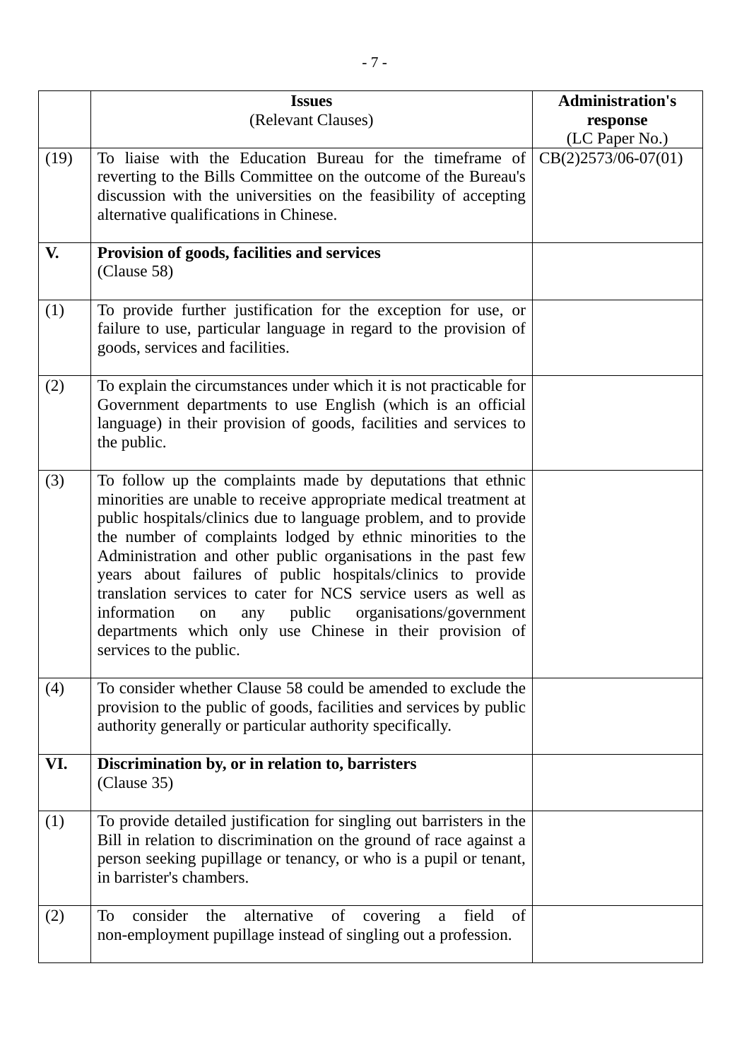| | **Issues**<br>(Relevant Clauses) | **Administration's response**<br>(LC Paper No.) |
|---|---|---|
| (19) | To liaise with the Education Bureau for the timeframe of reverting to the Bills Committee on the outcome of the Bureau's discussion with the universities on the feasibility of accepting alternative qualifications in Chinese. | CB(2)2573/06-07(01) |
| **V.** | **Provision of goods, facilities and services**<br>(Clause 58) | |
| (1) | To provide further justification for the exception for use, or failure to use, particular language in regard to the provision of goods, services and facilities. | |
| (2) | To explain the circumstances under which it is not practicable for Government departments to use English (which is an official language) in their provision of goods, facilities and services to the public. | |
| (3) | To follow up the complaints made by deputations that ethnic minorities are unable to receive appropriate medical treatment at public hospitals/clinics due to language problem, and to provide the number of complaints lodged by ethnic minorities to the Administration and other public organisations in the past few years about failures of public hospitals/clinics to provide translation services to cater for NCS service users as well as information on any public organisations/government departments which only use Chinese in their provision of services to the public. | |
| (4) | To consider whether Clause 58 could be amended to exclude the provision to the public of goods, facilities and services by public authority generally or particular authority specifically. | |
| **VI.** | **Discrimination by, or in relation to, barristers**<br>(Clause 35) | |
| (1) | To provide detailed justification for singling out barristers in the Bill in relation to discrimination on the ground of race against a person seeking pupillage or tenancy, or who is a pupil or tenant, in barrister's chambers. | |
| (2) | To consider the alternative of covering a field of non-employment pupillage instead of singling out a profession. | |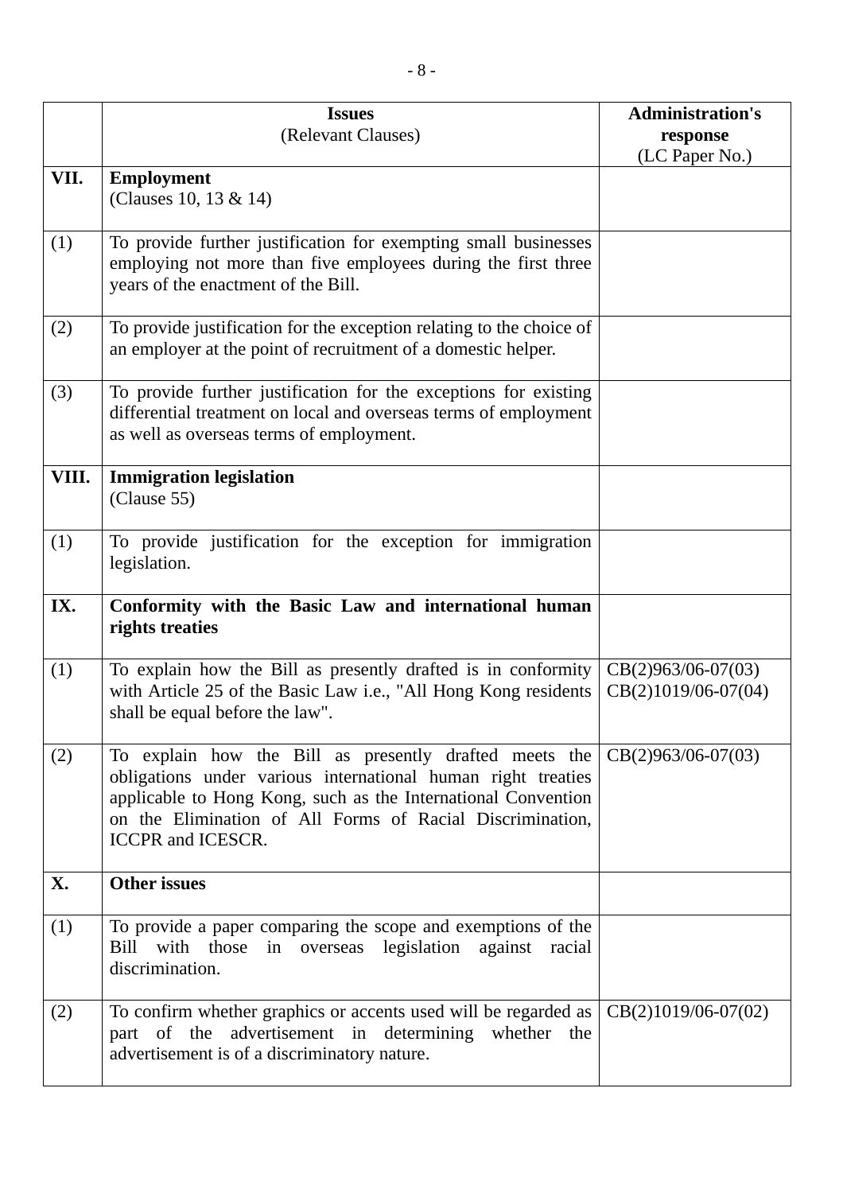| | **Issues**<br>(Relevant Clauses) | **Administration's response**<br>(LC Paper No.) |
|---|---|---|
| **VII.** | **Employment**<br>(Clauses 10, 13 & 14) | |
| (1) | To provide further justification for exempting small businesses employing not more than five employees during the first three years of the enactment of the Bill. | |
| (2) | To provide justification for the exception relating to the choice of an employer at the point of recruitment of a domestic helper. | |
| (3) | To provide further justification for the exceptions for existing differential treatment on local and overseas terms of employment as well as overseas terms of employment. | |
| **VIII.** | **Immigration legislation**<br>(Clause 55) | |
| (1) | To provide justification for the exception for immigration legislation. | |
| **IX.** | **Conformity with the Basic Law and international human rights treaties** | |
| (1) | To explain how the Bill as presently drafted is in conformity with Article 25 of the Basic Law i.e., "All Hong Kong residents shall be equal before the law". | CB(2)963/06-07(03)<br>CB(2)1019/06-07(04) |
| (2) | To explain how the Bill as presently drafted meets the obligations under various international human right treaties applicable to Hong Kong, such as the International Convention on the Elimination of All Forms of Racial Discrimination, ICCPR and ICESCR. | CB(2)963/06-07(03) |
| **X.** | **Other issues** | |
| (1) | To provide a paper comparing the scope and exemptions of the Bill with those in overseas legislation against racial discrimination. | |
| (2) | To confirm whether graphics or accents used will be regarded as part of the advertisement in determining whether the advertisement is of a discriminatory nature. | CB(2)1019/06-07(02) |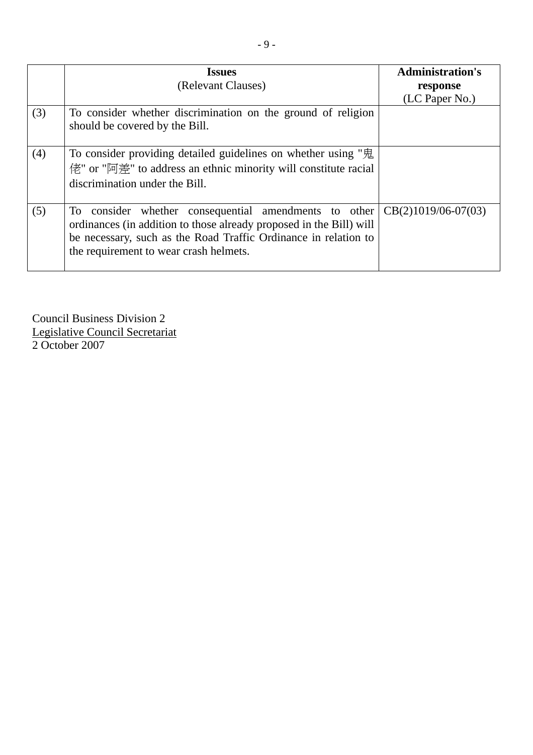| | **Issues** (Relevant Clauses) | **Administration's response** (LC Paper No.) |
|---|---|---|
| (3) | To consider whether discrimination on the ground of religion should be covered by the Bill. | |
| (4) | To consider providing detailed guidelines on whether using "鬼佬" or "阿差" to address an ethnic minority will constitute racial discrimination under the Bill. | |
| (5) | To consider whether consequential amendments to other ordinances (in addition to those already proposed in the Bill) will be necessary, such as the Road Traffic Ordinance in relation to the requirement to wear crash helmets. | CB(2)1019/06-07(03) |

Council Business Division 2
Legislative Council Secretariat
2 October 2007